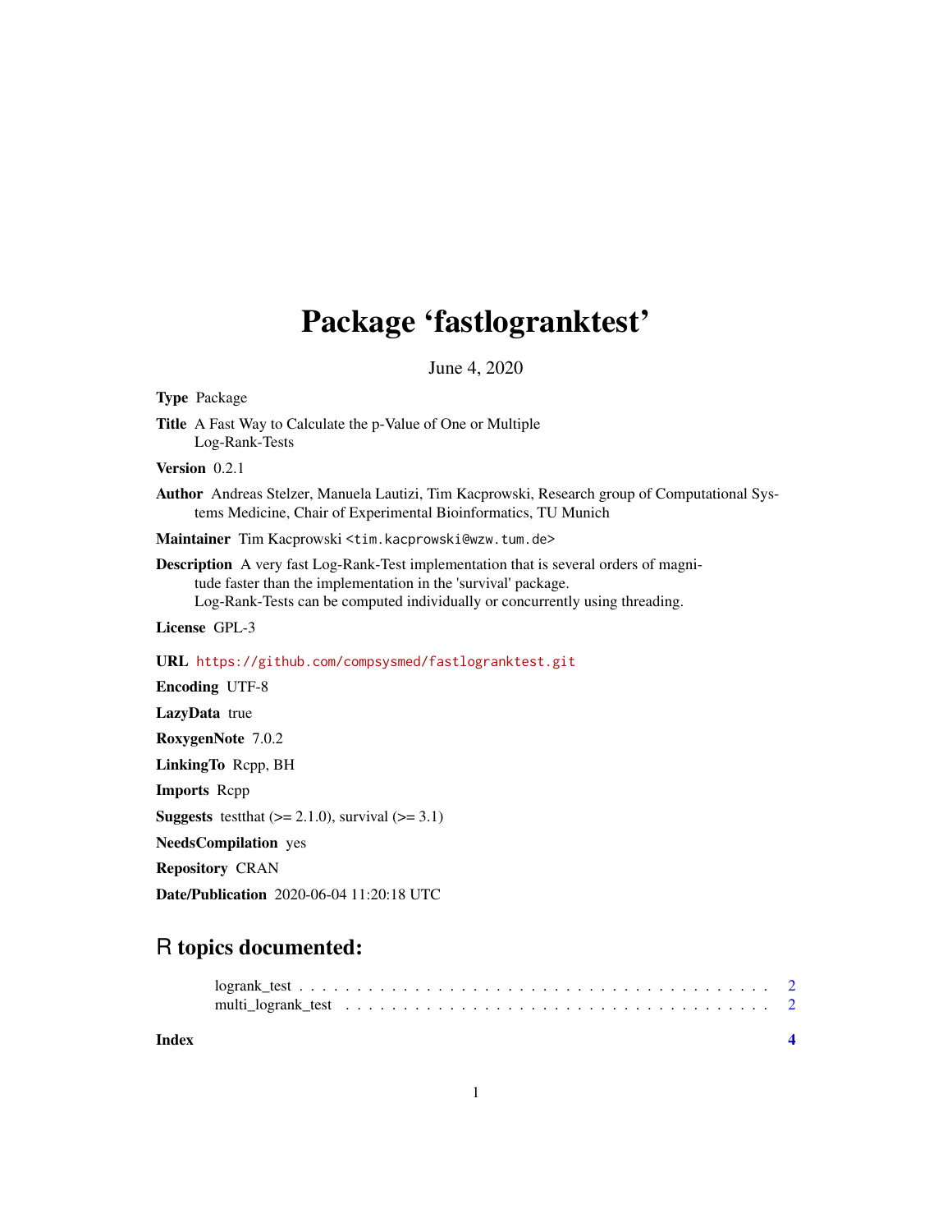# Package 'fastlogranktest'

June 4, 2020

**Type** Package

**Title** A Fast Way to Calculate the p-Value of One or Multiple Log-Rank-Tests

**Version** 0.2.1

**Author** Andreas Stelzer, Manuela Lautizi, Tim Kacprowski, Research group of Computational Systems Medicine, Chair of Experimental Bioinformatics, TU Munich

**Maintainer** Tim Kacprowski <tim.kacprowski@wzw.tum.de>

**Description** A very fast Log-Rank-Test implementation that is several orders of magnitude faster than the implementation in the 'survival' package. Log-Rank-Tests can be computed individually or concurrently using threading.

**License** GPL-3

**URL** https://github.com/compsysmed/fastlogranktest.git

**Encoding** UTF-8

**LazyData** true

**RoxygenNote** 7.0.2

**LinkingTo** Rcpp, BH

**Imports** Rcpp

**Suggests** testthat (>= 2.1.0), survival (>= 3.1)

**NeedsCompilation** yes

**Repository** CRAN

**Date/Publication** 2020-06-04 11:20:18 UTC

## R topics documented:

logrank_test . . . . . . . . . . . . . . . . . . . . . . . . . . . . . . . . . . . . . . . . 2
multi_logrank_test . . . . . . . . . . . . . . . . . . . . . . . . . . . . . . . . . . . . . 2

**Index** **4**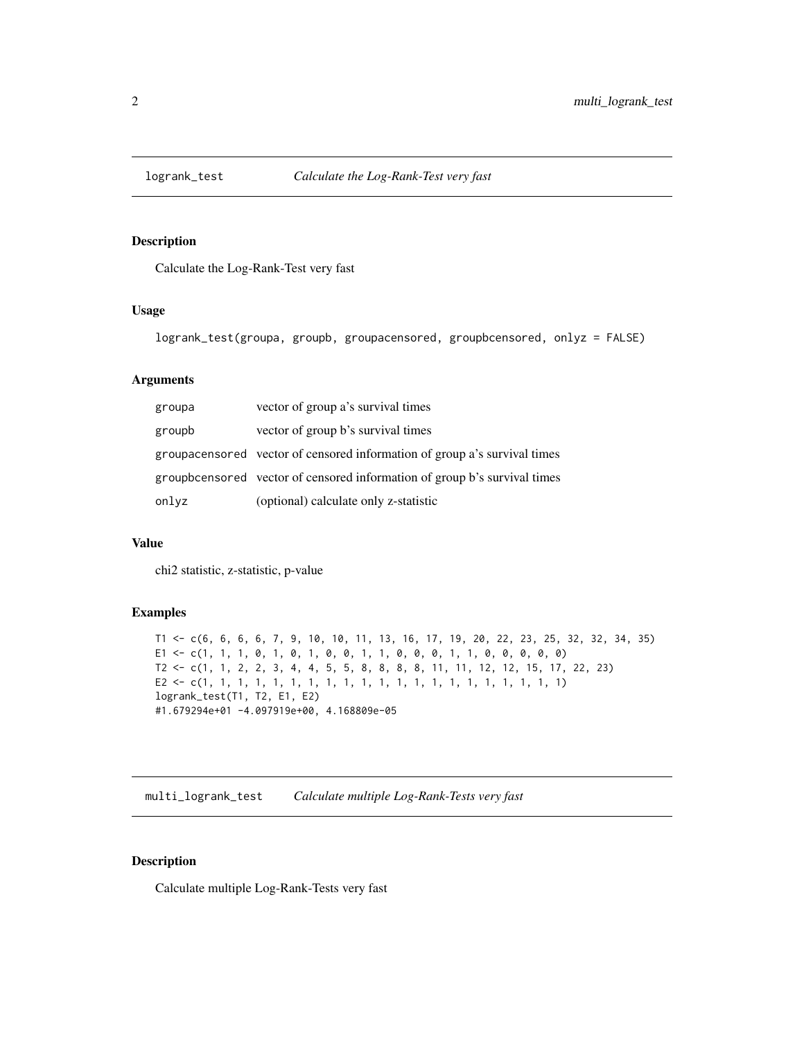## logrank_test — *Calculate the Log-Rank-Test very fast*

### Description

Calculate the Log-Rank-Test very fast

### Usage

```
logrank_test(groupa, groupb, groupacensored, groupbcensored, onlyz = FALSE)
```

### Arguments

| | |
|---|---|
| groupa | vector of group a's survival times |
| groupb | vector of group b's survival times |
| groupacensored | vector of censored information of group a's survival times |
| groupbcensored | vector of censored information of group b's survival times |
| onlyz | (optional) calculate only z-statistic |

### Value

chi2 statistic, z-statistic, p-value

### Examples

```
T1 <- c(6, 6, 6, 6, 7, 9, 10, 10, 11, 13, 16, 17, 19, 20, 22, 23, 25, 32, 32, 34, 35)
E1 <- c(1, 1, 1, 0, 1, 0, 1, 0, 0, 1, 1, 0, 0, 0, 1, 1, 0, 0, 0, 0, 0)
T2 <- c(1, 1, 2, 2, 3, 4, 4, 5, 5, 8, 8, 8, 8, 11, 11, 12, 12, 15, 17, 22, 23)
E2 <- c(1, 1, 1, 1, 1, 1, 1, 1, 1, 1, 1, 1, 1, 1, 1, 1, 1, 1, 1, 1, 1)
logrank_test(T1, T2, E1, E2)
#1.679294e+01 -4.097919e+00, 4.168809e-05
```

## multi_logrank_test — *Calculate multiple Log-Rank-Tests very fast*

### Description

Calculate multiple Log-Rank-Tests very fast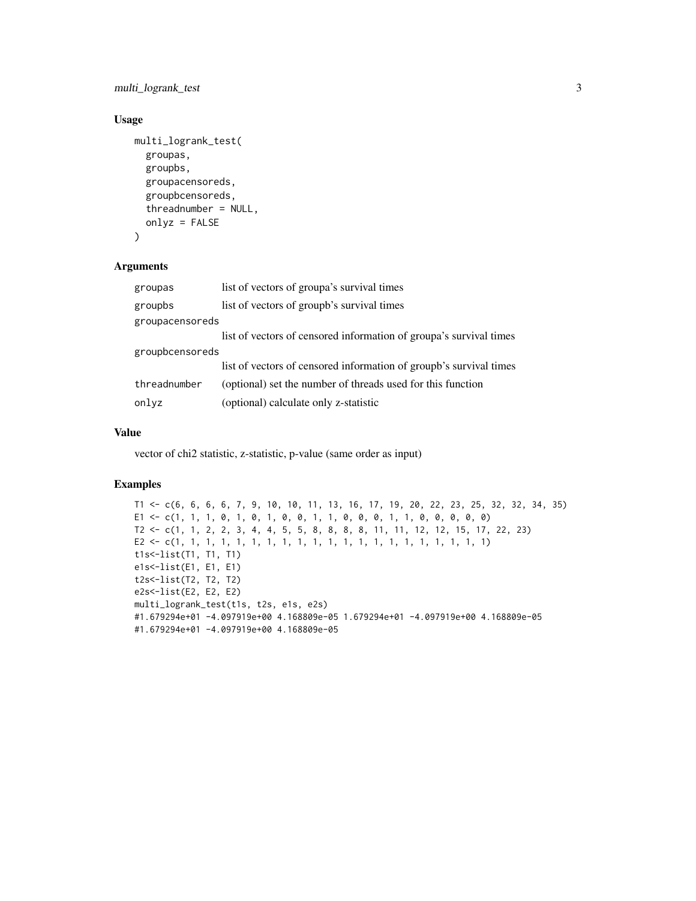### Usage

```
multi_logrank_test(
  groupas,
  groupbs,
  groupacensoreds,
  groupbcensoreds,
  threadnumber = NULL,
  onlyz = FALSE
)
```

### Arguments

| | |
|---|---|
| groupas | list of vectors of groupa's survival times |
| groupbs | list of vectors of groupb's survival times |
| groupacensoreds | list of vectors of censored information of groupa's survival times |
| groupbcensoreds | list of vectors of censored information of groupb's survival times |
| threadnumber | (optional) set the number of threads used for this function |
| onlyz | (optional) calculate only z-statistic |

### Value

vector of chi2 statistic, z-statistic, p-value (same order as input)

### Examples

```
T1 <- c(6, 6, 6, 6, 7, 9, 10, 10, 11, 13, 16, 17, 19, 20, 22, 23, 25, 32, 32, 34, 35)
E1 <- c(1, 1, 1, 0, 1, 0, 1, 0, 0, 1, 1, 0, 0, 0, 1, 1, 0, 0, 0, 0, 0)
T2 <- c(1, 1, 2, 2, 3, 4, 4, 5, 5, 8, 8, 8, 8, 11, 11, 12, 12, 15, 17, 22, 23)
E2 <- c(1, 1, 1, 1, 1, 1, 1, 1, 1, 1, 1, 1, 1, 1, 1, 1, 1, 1, 1, 1, 1)
t1s<-list(T1, T1, T1)
e1s<-list(E1, E1, E1)
t2s<-list(T2, T2, T2)
e2s<-list(E2, E2, E2)
multi_logrank_test(t1s, t2s, e1s, e2s)
#1.679294e+01 -4.097919e+00 4.168809e-05 1.679294e+01 -4.097919e+00 4.168809e-05
#1.679294e+01 -4.097919e+00 4.168809e-05
```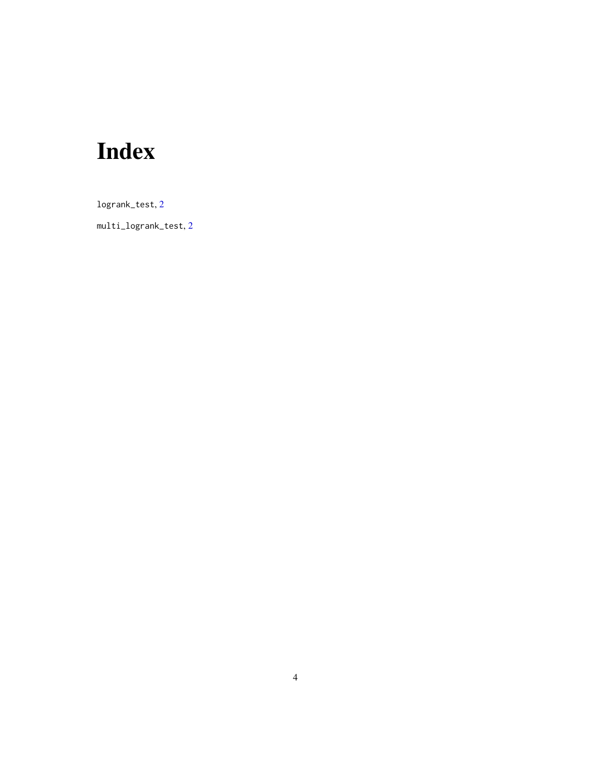# Index

logrank_test, 2

multi_logrank_test, 2